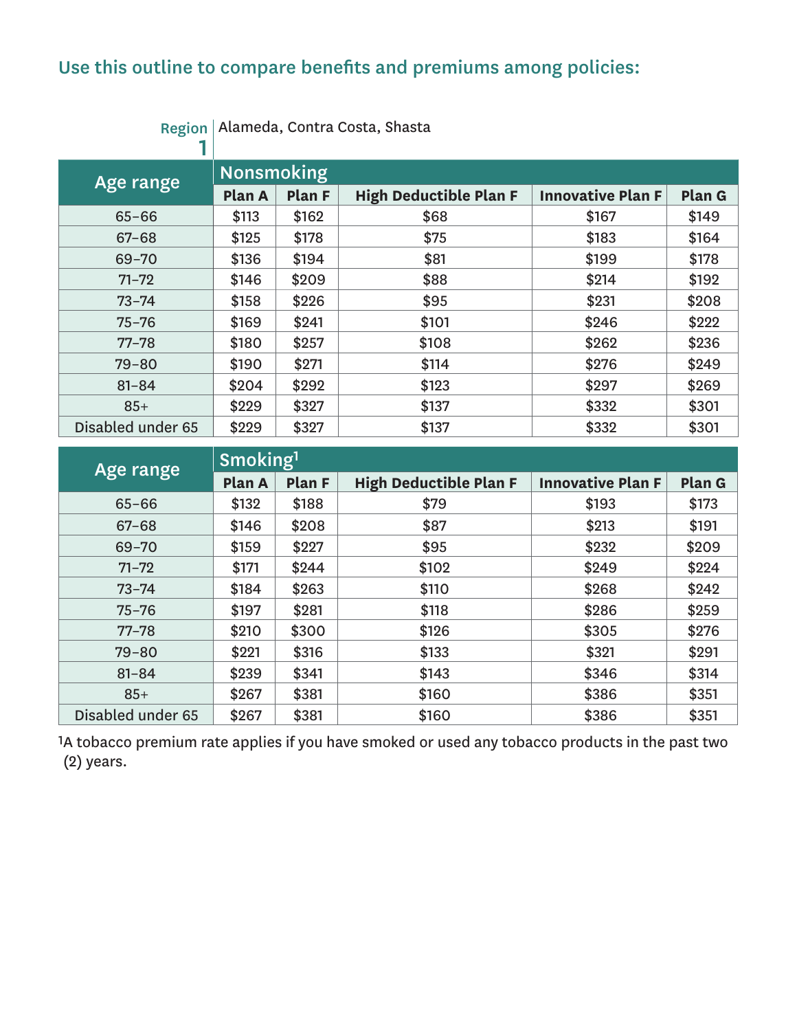## Use this outline to compare benefits and premiums among policies:

**Region 1** Alameda, Contra Costa, Shasta

| Age range | Nonsmoking | | | | |
|---|---|---|---|---|---|
| | Plan A | Plan F | High Deductible Plan F | Innovative Plan F | Plan G |
| 65–66 | $113 | $162 | $68 | $167 | $149 |
| 67–68 | $125 | $178 | $75 | $183 | $164 |
| 69–70 | $136 | $194 | $81 | $199 | $178 |
| 71–72 | $146 | $209 | $88 | $214 | $192 |
| 73–74 | $158 | $226 | $95 | $231 | $208 |
| 75–76 | $169 | $241 | $101 | $246 | $222 |
| 77–78 | $180 | $257 | $108 | $262 | $236 |
| 79–80 | $190 | $271 | $114 | $276 | $249 |
| 81–84 | $204 | $292 | $123 | $297 | $269 |
| 85+ | $229 | $327 | $137 | $332 | $301 |
| Disabled under 65 | $229 | $327 | $137 | $332 | $301 |

| Age range | Smoking[1] | | | | |
|---|---|---|---|---|---|
| | Plan A | Plan F | High Deductible Plan F | Innovative Plan F | Plan G |
| 65–66 | $132 | $188 | $79 | $193 | $173 |
| 67–68 | $146 | $208 | $87 | $213 | $191 |
| 69–70 | $159 | $227 | $95 | $232 | $209 |
| 71–72 | $171 | $244 | $102 | $249 | $224 |
| 73–74 | $184 | $263 | $110 | $268 | $242 |
| 75–76 | $197 | $281 | $118 | $286 | $259 |
| 77–78 | $210 | $300 | $126 | $305 | $276 |
| 79–80 | $221 | $316 | $133 | $321 | $291 |
| 81–84 | $239 | $341 | $143 | $346 | $314 |
| 85+ | $267 | $381 | $160 | $386 | $351 |
| Disabled under 65 | $267 | $381 | $160 | $386 | $351 |

[1]A tobacco premium rate applies if you have smoked or used any tobacco products in the past two (2) years.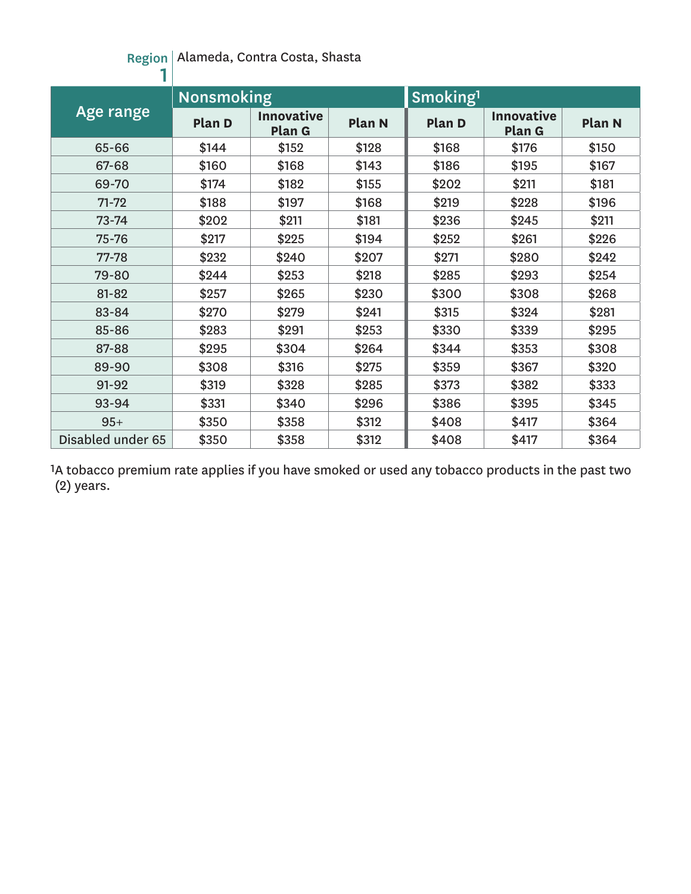**Region 1** Alameda, Contra Costa, Shasta

| Age range | Nonsmoking | | | Smoking[1] | | |
|---|---|---|---|---|---|---|
| | Plan D | Innovative Plan G | Plan N | Plan D | Innovative Plan G | Plan N |
| 65-66 | $144 | $152 | $128 | $168 | $176 | $150 |
| 67-68 | $160 | $168 | $143 | $186 | $195 | $167 |
| 69-70 | $174 | $182 | $155 | $202 | $211 | $181 |
| 71-72 | $188 | $197 | $168 | $219 | $228 | $196 |
| 73-74 | $202 | $211 | $181 | $236 | $245 | $211 |
| 75-76 | $217 | $225 | $194 | $252 | $261 | $226 |
| 77-78 | $232 | $240 | $207 | $271 | $280 | $242 |
| 79-80 | $244 | $253 | $218 | $285 | $293 | $254 |
| 81-82 | $257 | $265 | $230 | $300 | $308 | $268 |
| 83-84 | $270 | $279 | $241 | $315 | $324 | $281 |
| 85-86 | $283 | $291 | $253 | $330 | $339 | $295 |
| 87-88 | $295 | $304 | $264 | $344 | $353 | $308 |
| 89-90 | $308 | $316 | $275 | $359 | $367 | $320 |
| 91-92 | $319 | $328 | $285 | $373 | $382 | $333 |
| 93-94 | $331 | $340 | $296 | $386 | $395 | $345 |
| 95+ | $350 | $358 | $312 | $408 | $417 | $364 |
| Disabled under 65 | $350 | $358 | $312 | $408 | $417 | $364 |

[1]A tobacco premium rate applies if you have smoked or used any tobacco products in the past two (2) years.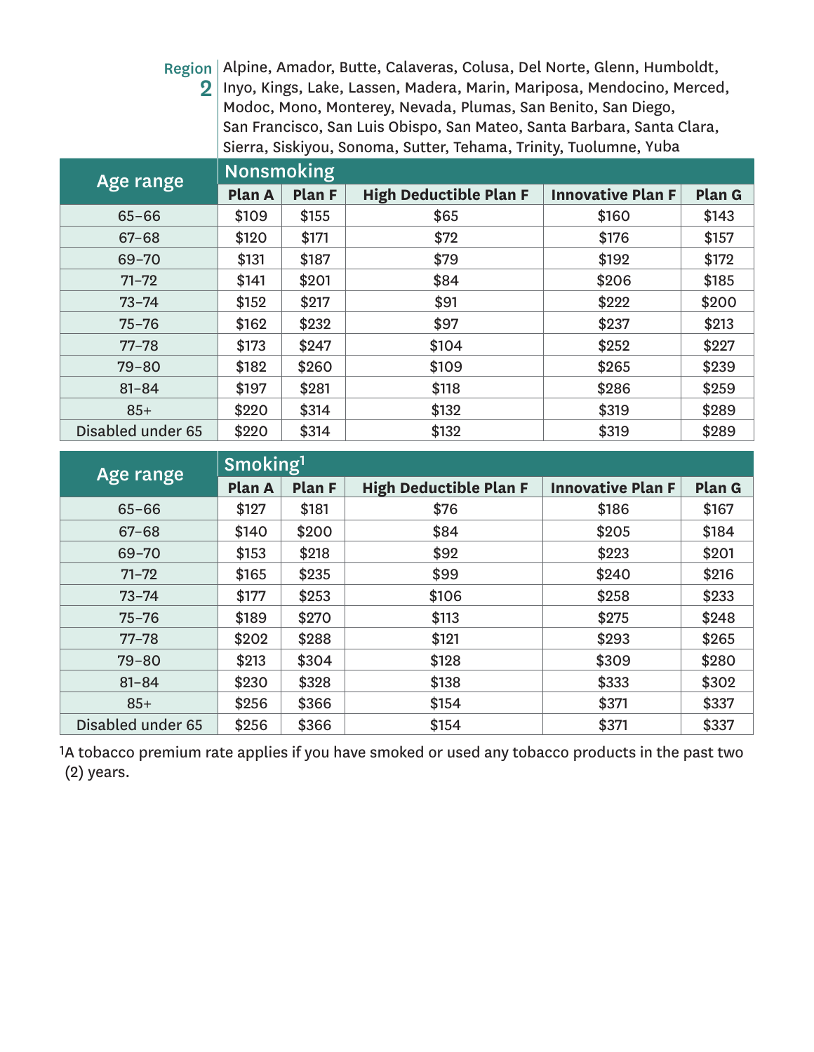**Region 2** Alpine, Amador, Butte, Calaveras, Colusa, Del Norte, Glenn, Humboldt, Inyo, Kings, Lake, Lassen, Madera, Marin, Mariposa, Mendocino, Merced, Modoc, Mono, Monterey, Nevada, Plumas, San Benito, San Diego, San Francisco, San Luis Obispo, San Mateo, Santa Barbara, Santa Clara, Sierra, Siskiyou, Sonoma, Sutter, Tehama, Trinity, Tuolumne, Yuba

| Age range | Nonsmoking | | | | |
|---|---|---|---|---|---|
| | Plan A | Plan F | High Deductible Plan F | Innovative Plan F | Plan G |
| 65–66 | $109 | $155 | $65 | $160 | $143 |
| 67–68 | $120 | $171 | $72 | $176 | $157 |
| 69–70 | $131 | $187 | $79 | $192 | $172 |
| 71–72 | $141 | $201 | $84 | $206 | $185 |
| 73–74 | $152 | $217 | $91 | $222 | $200 |
| 75–76 | $162 | $232 | $97 | $237 | $213 |
| 77–78 | $173 | $247 | $104 | $252 | $227 |
| 79–80 | $182 | $260 | $109 | $265 | $239 |
| 81–84 | $197 | $281 | $118 | $286 | $259 |
| 85+ | $220 | $314 | $132 | $319 | $289 |
| Disabled under 65 | $220 | $314 | $132 | $319 | $289 |

| Age range | Smoking[1] | | | | |
|---|---|---|---|---|---|
| | Plan A | Plan F | High Deductible Plan F | Innovative Plan F | Plan G |
| 65–66 | $127 | $181 | $76 | $186 | $167 |
| 67–68 | $140 | $200 | $84 | $205 | $184 |
| 69–70 | $153 | $218 | $92 | $223 | $201 |
| 71–72 | $165 | $235 | $99 | $240 | $216 |
| 73–74 | $177 | $253 | $106 | $258 | $233 |
| 75–76 | $189 | $270 | $113 | $275 | $248 |
| 77–78 | $202 | $288 | $121 | $293 | $265 |
| 79–80 | $213 | $304 | $128 | $309 | $280 |
| 81–84 | $230 | $328 | $138 | $333 | $302 |
| 85+ | $256 | $366 | $154 | $371 | $337 |
| Disabled under 65 | $256 | $366 | $154 | $371 | $337 |

[1]A tobacco premium rate applies if you have smoked or used any tobacco products in the past two (2) years.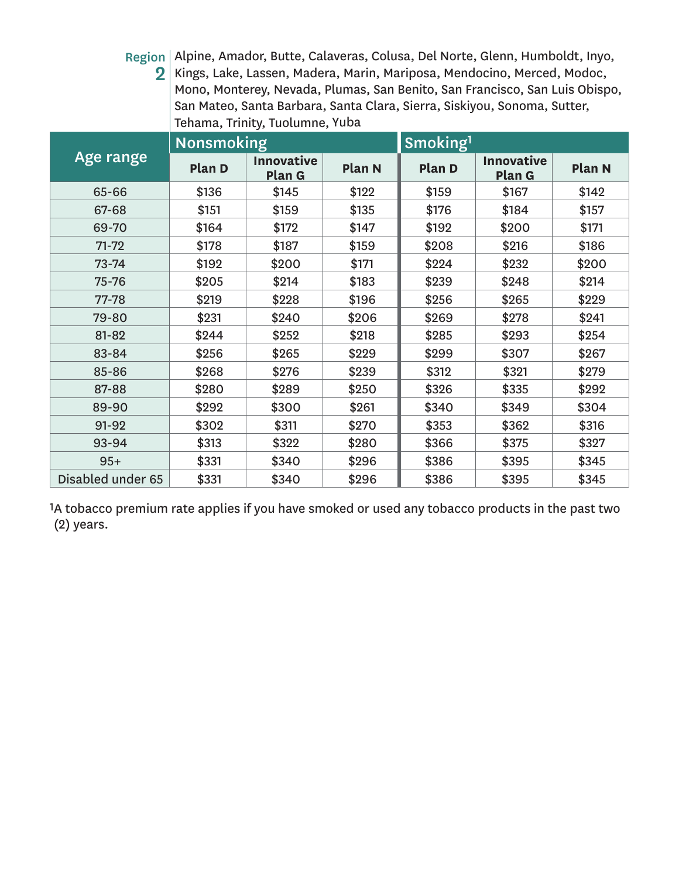**Region 2** Alpine, Amador, Butte, Calaveras, Colusa, Del Norte, Glenn, Humboldt, Inyo, Kings, Lake, Lassen, Madera, Marin, Mariposa, Mendocino, Merced, Modoc, Mono, Monterey, Nevada, Plumas, San Benito, San Francisco, San Luis Obispo, San Mateo, Santa Barbara, Santa Clara, Sierra, Siskiyou, Sonoma, Sutter, Tehama, Trinity, Tuolumne, Yuba

| Age range | Nonsmoking | | | Smoking[1] | | |
|---|---|---|---|---|---|---|
| | **Plan D** | **Innovative Plan G** | **Plan N** | **Plan D** | **Innovative Plan G** | **Plan N** |
| 65-66 | $136 | $145 | $122 | $159 | $167 | $142 |
| 67-68 | $151 | $159 | $135 | $176 | $184 | $157 |
| 69-70 | $164 | $172 | $147 | $192 | $200 | $171 |
| 71-72 | $178 | $187 | $159 | $208 | $216 | $186 |
| 73-74 | $192 | $200 | $171 | $224 | $232 | $200 |
| 75-76 | $205 | $214 | $183 | $239 | $248 | $214 |
| 77-78 | $219 | $228 | $196 | $256 | $265 | $229 |
| 79-80 | $231 | $240 | $206 | $269 | $278 | $241 |
| 81-82 | $244 | $252 | $218 | $285 | $293 | $254 |
| 83-84 | $256 | $265 | $229 | $299 | $307 | $267 |
| 85-86 | $268 | $276 | $239 | $312 | $321 | $279 |
| 87-88 | $280 | $289 | $250 | $326 | $335 | $292 |
| 89-90 | $292 | $300 | $261 | $340 | $349 | $304 |
| 91-92 | $302 | $311 | $270 | $353 | $362 | $316 |
| 93-94 | $313 | $322 | $280 | $366 | $375 | $327 |
| 95+ | $331 | $340 | $296 | $386 | $395 | $345 |
| Disabled under 65 | $331 | $340 | $296 | $386 | $395 | $345 |

[1]A tobacco premium rate applies if you have smoked or used any tobacco products in the past two (2) years.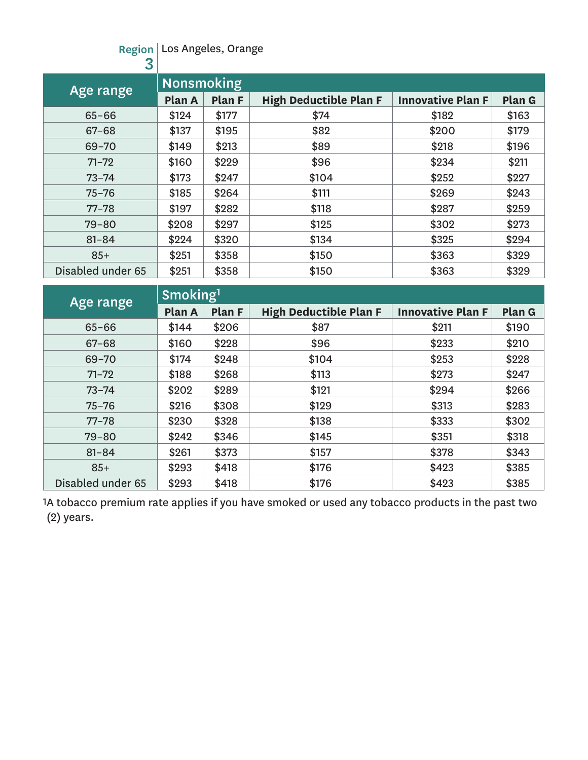**Region 3** | Los Angeles, Orange

| Age range | Nonsmoking | | | | |
|---|---|---|---|---|---|
| | Plan A | Plan F | High Deductible Plan F | Innovative Plan F | Plan G |
| 65–66 | $124 | $177 | $74 | $182 | $163 |
| 67–68 | $137 | $195 | $82 | $200 | $179 |
| 69–70 | $149 | $213 | $89 | $218 | $196 |
| 71–72 | $160 | $229 | $96 | $234 | $211 |
| 73–74 | $173 | $247 | $104 | $252 | $227 |
| 75–76 | $185 | $264 | $111 | $269 | $243 |
| 77–78 | $197 | $282 | $118 | $287 | $259 |
| 79–80 | $208 | $297 | $125 | $302 | $273 |
| 81–84 | $224 | $320 | $134 | $325 | $294 |
| 85+ | $251 | $358 | $150 | $363 | $329 |
| Disabled under 65 | $251 | $358 | $150 | $363 | $329 |

| Age range | Smoking[1] | | | | |
|---|---|---|---|---|---|
| | Plan A | Plan F | High Deductible Plan F | Innovative Plan F | Plan G |
| 65–66 | $144 | $206 | $87 | $211 | $190 |
| 67–68 | $160 | $228 | $96 | $233 | $210 |
| 69–70 | $174 | $248 | $104 | $253 | $228 |
| 71–72 | $188 | $268 | $113 | $273 | $247 |
| 73–74 | $202 | $289 | $121 | $294 | $266 |
| 75–76 | $216 | $308 | $129 | $313 | $283 |
| 77–78 | $230 | $328 | $138 | $333 | $302 |
| 79–80 | $242 | $346 | $145 | $351 | $318 |
| 81–84 | $261 | $373 | $157 | $378 | $343 |
| 85+ | $293 | $418 | $176 | $423 | $385 |
| Disabled under 65 | $293 | $418 | $176 | $423 | $385 |

[1] A tobacco premium rate applies if you have smoked or used any tobacco products in the past two (2) years.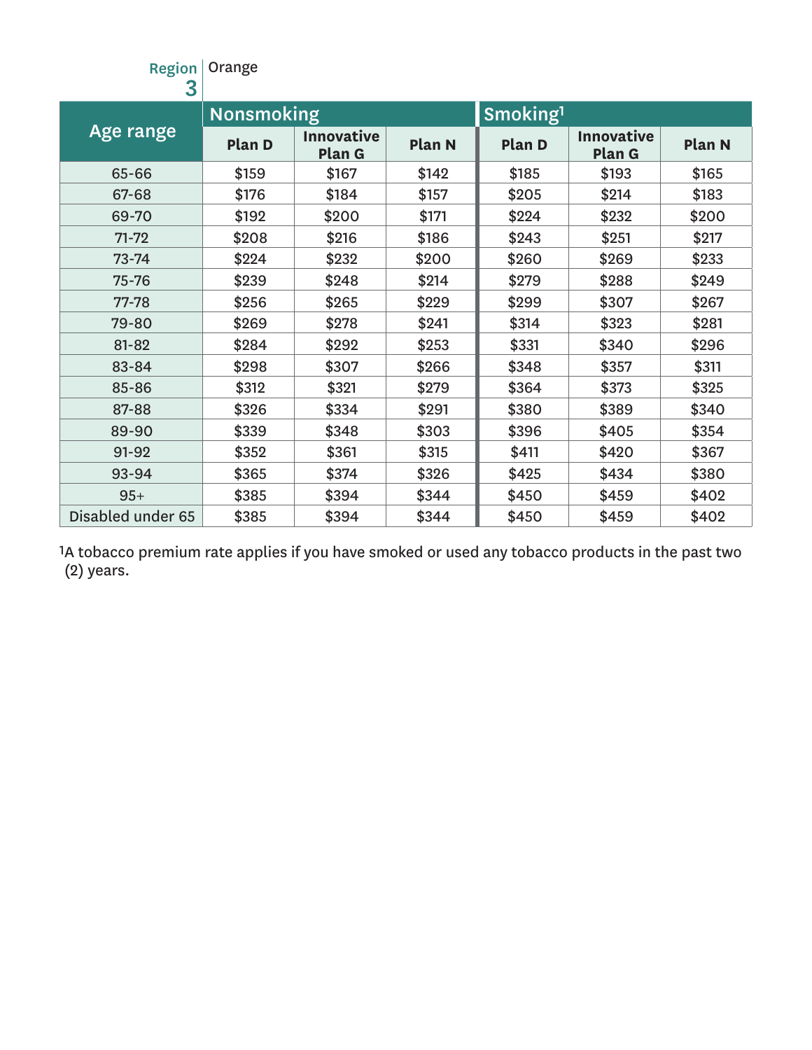**Region 3** | Orange

| Age range | Nonsmoking | | | Smoking[1] | | |
|---|---|---|---|---|---|---|
| | Plan D | Innovative Plan G | Plan N | Plan D | Innovative Plan G | Plan N |
| 65-66 | $159 | $167 | $142 | $185 | $193 | $165 |
| 67-68 | $176 | $184 | $157 | $205 | $214 | $183 |
| 69-70 | $192 | $200 | $171 | $224 | $232 | $200 |
| 71-72 | $208 | $216 | $186 | $243 | $251 | $217 |
| 73-74 | $224 | $232 | $200 | $260 | $269 | $233 |
| 75-76 | $239 | $248 | $214 | $279 | $288 | $249 |
| 77-78 | $256 | $265 | $229 | $299 | $307 | $267 |
| 79-80 | $269 | $278 | $241 | $314 | $323 | $281 |
| 81-82 | $284 | $292 | $253 | $331 | $340 | $296 |
| 83-84 | $298 | $307 | $266 | $348 | $357 | $311 |
| 85-86 | $312 | $321 | $279 | $364 | $373 | $325 |
| 87-88 | $326 | $334 | $291 | $380 | $389 | $340 |
| 89-90 | $339 | $348 | $303 | $396 | $405 | $354 |
| 91-92 | $352 | $361 | $315 | $411 | $420 | $367 |
| 93-94 | $365 | $374 | $326 | $425 | $434 | $380 |
| 95+ | $385 | $394 | $344 | $450 | $459 | $402 |
| Disabled under 65 | $385 | $394 | $344 | $450 | $459 | $402 |

[1] A tobacco premium rate applies if you have smoked or used any tobacco products in the past two (2) years.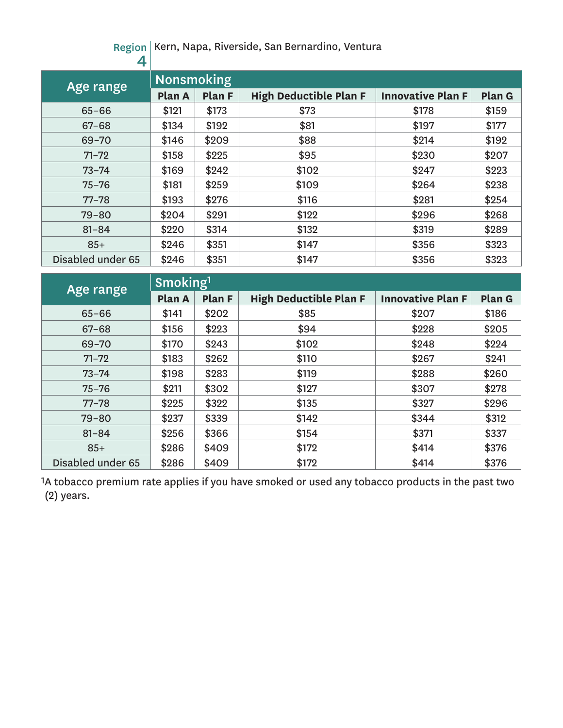## Region 4

Kern, Napa, Riverside, San Bernardino, Ventura

| Age range | Nonsmoking | | | | |
|---|---|---|---|---|---|
| | Plan A | Plan F | High Deductible Plan F | Innovative Plan F | Plan G |
| 65–66 | $121 | $173 | $73 | $178 | $159 |
| 67–68 | $134 | $192 | $81 | $197 | $177 |
| 69–70 | $146 | $209 | $88 | $214 | $192 |
| 71–72 | $158 | $225 | $95 | $230 | $207 |
| 73–74 | $169 | $242 | $102 | $247 | $223 |
| 75–76 | $181 | $259 | $109 | $264 | $238 |
| 77–78 | $193 | $276 | $116 | $281 | $254 |
| 79–80 | $204 | $291 | $122 | $296 | $268 |
| 81–84 | $220 | $314 | $132 | $319 | $289 |
| 85+ | $246 | $351 | $147 | $356 | $323 |
| Disabled under 65 | $246 | $351 | $147 | $356 | $323 |

| Age range | Smoking[1] | | | | |
|---|---|---|---|---|---|
| | Plan A | Plan F | High Deductible Plan F | Innovative Plan F | Plan G |
| 65–66 | $141 | $202 | $85 | $207 | $186 |
| 67–68 | $156 | $223 | $94 | $228 | $205 |
| 69–70 | $170 | $243 | $102 | $248 | $224 |
| 71–72 | $183 | $262 | $110 | $267 | $241 |
| 73–74 | $198 | $283 | $119 | $288 | $260 |
| 75–76 | $211 | $302 | $127 | $307 | $278 |
| 77–78 | $225 | $322 | $135 | $327 | $296 |
| 79–80 | $237 | $339 | $142 | $344 | $312 |
| 81–84 | $256 | $366 | $154 | $371 | $337 |
| 85+ | $286 | $409 | $172 | $414 | $376 |
| Disabled under 65 | $286 | $409 | $172 | $414 | $376 |

[1]A tobacco premium rate applies if you have smoked or used any tobacco products in the past two (2) years.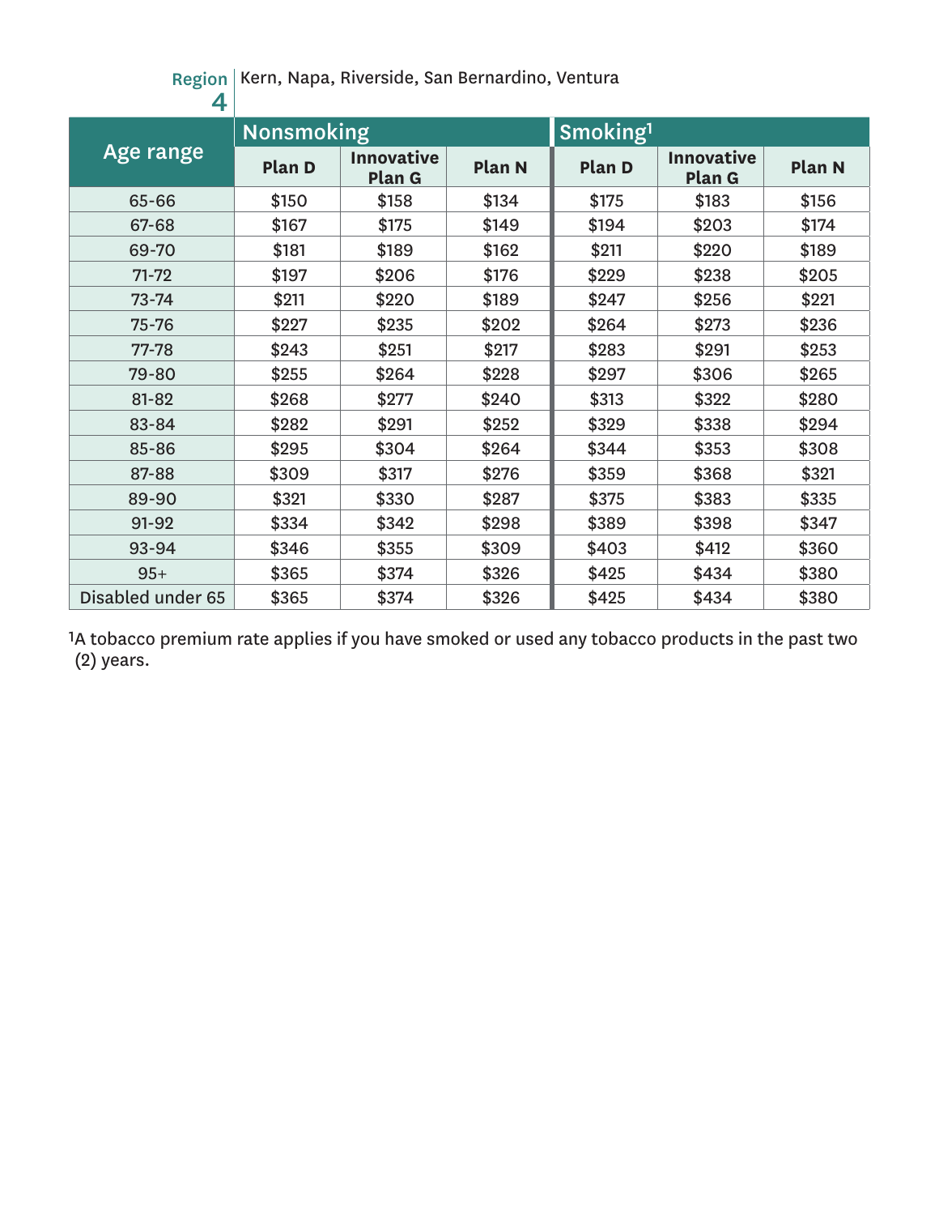**Region 4** Kern, Napa, Riverside, San Bernardino, Ventura

| Age range | Nonsmoking | | | Smoking[1] | | |
|---|---|---|---|---|---|---|
| | Plan D | Innovative Plan G | Plan N | Plan D | Innovative Plan G | Plan N |
| 65-66 | $150 | $158 | $134 | $175 | $183 | $156 |
| 67-68 | $167 | $175 | $149 | $194 | $203 | $174 |
| 69-70 | $181 | $189 | $162 | $211 | $220 | $189 |
| 71-72 | $197 | $206 | $176 | $229 | $238 | $205 |
| 73-74 | $211 | $220 | $189 | $247 | $256 | $221 |
| 75-76 | $227 | $235 | $202 | $264 | $273 | $236 |
| 77-78 | $243 | $251 | $217 | $283 | $291 | $253 |
| 79-80 | $255 | $264 | $228 | $297 | $306 | $265 |
| 81-82 | $268 | $277 | $240 | $313 | $322 | $280 |
| 83-84 | $282 | $291 | $252 | $329 | $338 | $294 |
| 85-86 | $295 | $304 | $264 | $344 | $353 | $308 |
| 87-88 | $309 | $317 | $276 | $359 | $368 | $321 |
| 89-90 | $321 | $330 | $287 | $375 | $383 | $335 |
| 91-92 | $334 | $342 | $298 | $389 | $398 | $347 |
| 93-94 | $346 | $355 | $309 | $403 | $412 | $360 |
| 95+ | $365 | $374 | $326 | $425 | $434 | $380 |
| Disabled under 65 | $365 | $374 | $326 | $425 | $434 | $380 |

[1]A tobacco premium rate applies if you have smoked or used any tobacco products in the past two (2) years.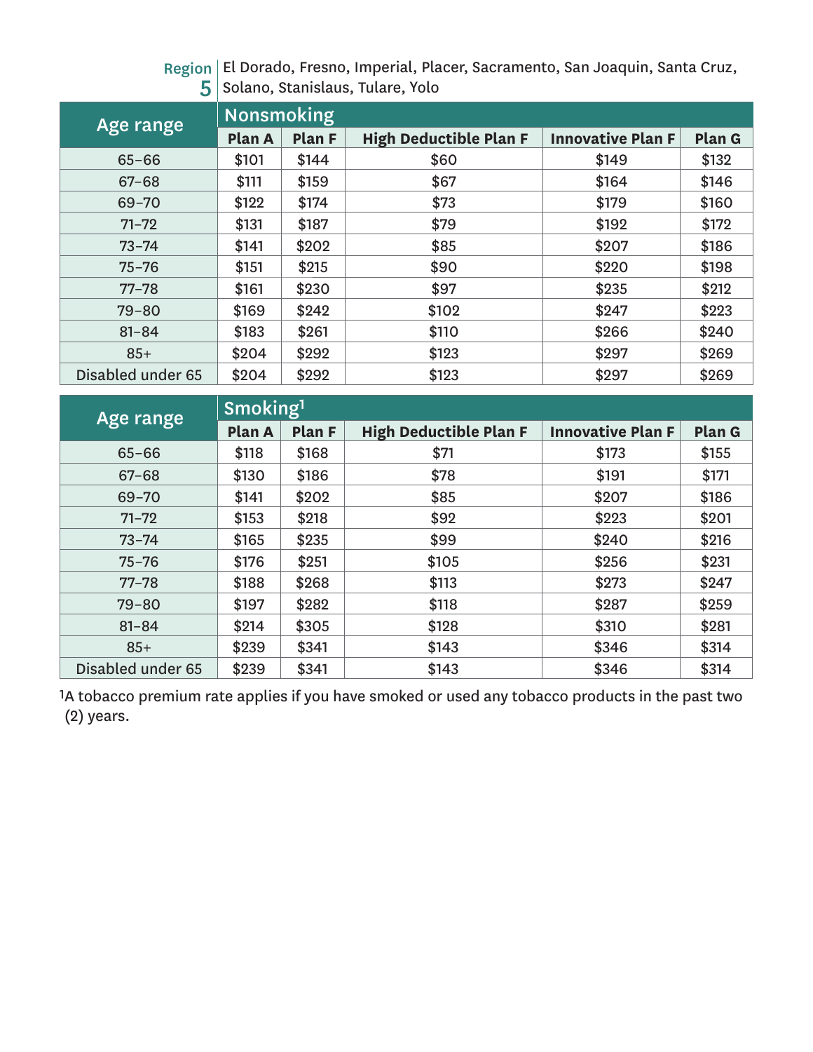**Region 5** El Dorado, Fresno, Imperial, Placer, Sacramento, San Joaquin, Santa Cruz, Solano, Stanislaus, Tulare, Yolo

| Age range | Nonsmoking | | | | |
|---|---|---|---|---|---|
| | Plan A | Plan F | High Deductible Plan F | Innovative Plan F | Plan G |
| 65–66 | $101 | $144 | $60 | $149 | $132 |
| 67–68 | $111 | $159 | $67 | $164 | $146 |
| 69–70 | $122 | $174 | $73 | $179 | $160 |
| 71–72 | $131 | $187 | $79 | $192 | $172 |
| 73–74 | $141 | $202 | $85 | $207 | $186 |
| 75–76 | $151 | $215 | $90 | $220 | $198 |
| 77–78 | $161 | $230 | $97 | $235 | $212 |
| 79–80 | $169 | $242 | $102 | $247 | $223 |
| 81–84 | $183 | $261 | $110 | $266 | $240 |
| 85+ | $204 | $292 | $123 | $297 | $269 |
| Disabled under 65 | $204 | $292 | $123 | $297 | $269 |

| Age range | Smoking[1] | | | | |
|---|---|---|---|---|---|
| | Plan A | Plan F | High Deductible Plan F | Innovative Plan F | Plan G |
| 65–66 | $118 | $168 | $71 | $173 | $155 |
| 67–68 | $130 | $186 | $78 | $191 | $171 |
| 69–70 | $141 | $202 | $85 | $207 | $186 |
| 71–72 | $153 | $218 | $92 | $223 | $201 |
| 73–74 | $165 | $235 | $99 | $240 | $216 |
| 75–76 | $176 | $251 | $105 | $256 | $231 |
| 77–78 | $188 | $268 | $113 | $273 | $247 |
| 79–80 | $197 | $282 | $118 | $287 | $259 |
| 81–84 | $214 | $305 | $128 | $310 | $281 |
| 85+ | $239 | $341 | $143 | $346 | $314 |
| Disabled under 65 | $239 | $341 | $143 | $346 | $314 |

[1]A tobacco premium rate applies if you have smoked or used any tobacco products in the past two (2) years.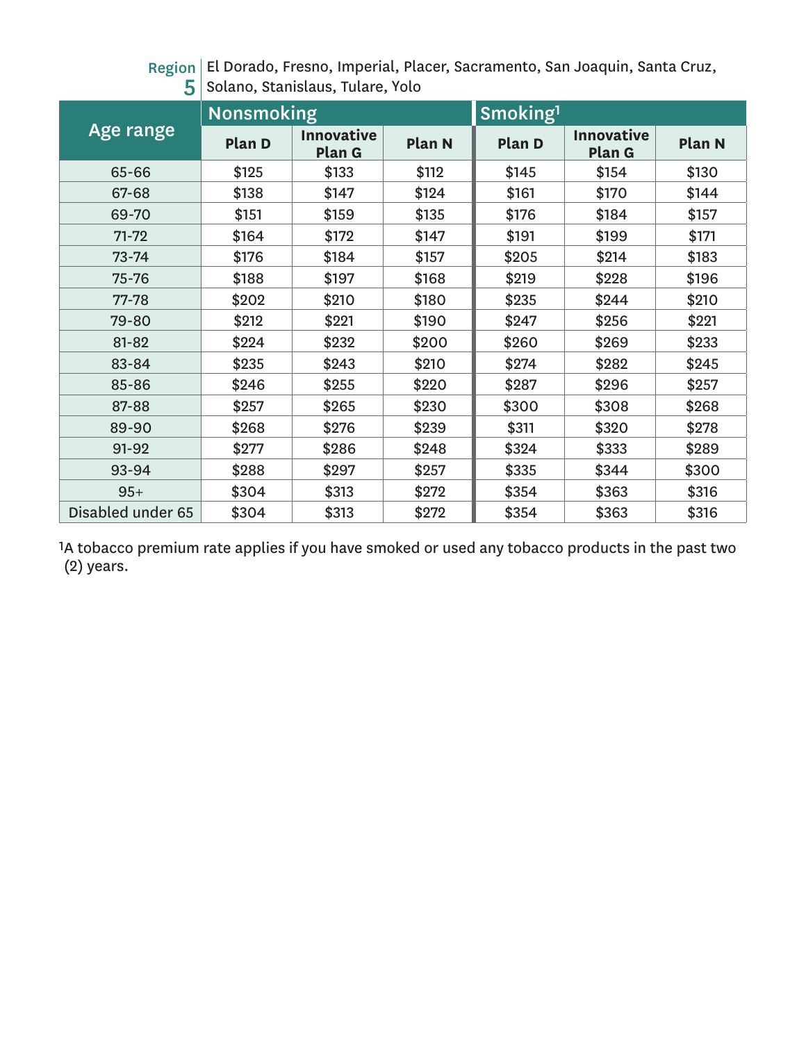**Region 5** El Dorado, Fresno, Imperial, Placer, Sacramento, San Joaquin, Santa Cruz, Solano, Stanislaus, Tulare, Yolo

| Age range | Nonsmoking | | | Smoking[1] | | |
|---|---|---|---|---|---|---|
| | Plan D | Innovative Plan G | Plan N | Plan D | Innovative Plan G | Plan N |
| 65-66 | $125 | $133 | $112 | $145 | $154 | $130 |
| 67-68 | $138 | $147 | $124 | $161 | $170 | $144 |
| 69-70 | $151 | $159 | $135 | $176 | $184 | $157 |
| 71-72 | $164 | $172 | $147 | $191 | $199 | $171 |
| 73-74 | $176 | $184 | $157 | $205 | $214 | $183 |
| 75-76 | $188 | $197 | $168 | $219 | $228 | $196 |
| 77-78 | $202 | $210 | $180 | $235 | $244 | $210 |
| 79-80 | $212 | $221 | $190 | $247 | $256 | $221 |
| 81-82 | $224 | $232 | $200 | $260 | $269 | $233 |
| 83-84 | $235 | $243 | $210 | $274 | $282 | $245 |
| 85-86 | $246 | $255 | $220 | $287 | $296 | $257 |
| 87-88 | $257 | $265 | $230 | $300 | $308 | $268 |
| 89-90 | $268 | $276 | $239 | $311 | $320 | $278 |
| 91-92 | $277 | $286 | $248 | $324 | $333 | $289 |
| 93-94 | $288 | $297 | $257 | $335 | $344 | $300 |
| 95+ | $304 | $313 | $272 | $354 | $363 | $316 |
| Disabled under 65 | $304 | $313 | $272 | $354 | $363 | $316 |

[1]A tobacco premium rate applies if you have smoked or used any tobacco products in the past two (2) years.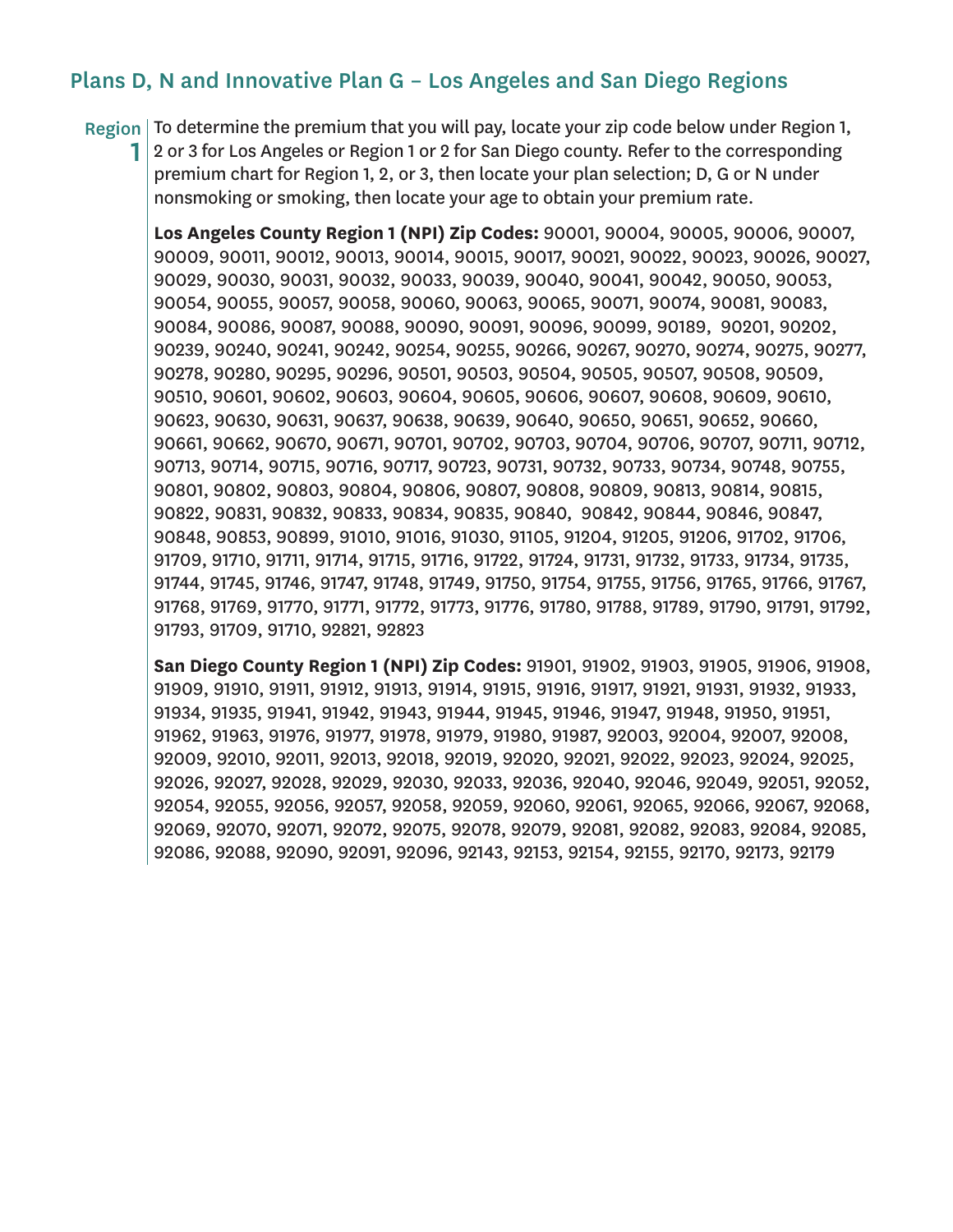## Plans D, N and Innovative Plan G – Los Angeles and San Diego Regions

### Region 1

To determine the premium that you will pay, locate your zip code below under Region 1, 2 or 3 for Los Angeles or Region 1 or 2 for San Diego county. Refer to the corresponding premium chart for Region 1, 2, or 3, then locate your plan selection; D, G or N under nonsmoking or smoking, then locate your age to obtain your premium rate.

**Los Angeles County Region 1 (NPI) Zip Codes:** 90001, 90004, 90005, 90006, 90007, 90009, 90011, 90012, 90013, 90014, 90015, 90017, 90021, 90022, 90023, 90026, 90027, 90029, 90030, 90031, 90032, 90033, 90039, 90040, 90041, 90042, 90050, 90053, 90054, 90055, 90057, 90058, 90060, 90063, 90065, 90071, 90074, 90081, 90083, 90084, 90086, 90087, 90088, 90090, 90091, 90096, 90099, 90189, 90201, 90202, 90239, 90240, 90241, 90242, 90254, 90255, 90266, 90267, 90270, 90274, 90275, 90277, 90278, 90280, 90295, 90296, 90501, 90503, 90504, 90505, 90507, 90508, 90509, 90510, 90601, 90602, 90603, 90604, 90605, 90606, 90607, 90608, 90609, 90610, 90623, 90630, 90631, 90637, 90638, 90639, 90640, 90650, 90651, 90652, 90660, 90661, 90662, 90670, 90671, 90701, 90702, 90703, 90704, 90706, 90707, 90711, 90712, 90713, 90714, 90715, 90716, 90717, 90723, 90731, 90732, 90733, 90734, 90748, 90755, 90801, 90802, 90803, 90804, 90806, 90807, 90808, 90809, 90813, 90814, 90815, 90822, 90831, 90832, 90833, 90834, 90835, 90840, 90842, 90844, 90846, 90847, 90848, 90853, 90899, 91010, 91016, 91030, 91105, 91204, 91205, 91206, 91702, 91706, 91709, 91710, 91711, 91714, 91715, 91716, 91722, 91724, 91731, 91732, 91733, 91734, 91735, 91744, 91745, 91746, 91747, 91748, 91749, 91750, 91754, 91755, 91756, 91765, 91766, 91767, 91768, 91769, 91770, 91771, 91772, 91773, 91776, 91780, 91788, 91789, 91790, 91791, 91792, 91793, 91709, 91710, 92821, 92823

**San Diego County Region 1 (NPI) Zip Codes:** 91901, 91902, 91903, 91905, 91906, 91908, 91909, 91910, 91911, 91912, 91913, 91914, 91915, 91916, 91917, 91921, 91931, 91932, 91933, 91934, 91935, 91941, 91942, 91943, 91944, 91945, 91946, 91947, 91948, 91950, 91951, 91962, 91963, 91976, 91977, 91978, 91979, 91980, 91987, 92003, 92004, 92007, 92008, 92009, 92010, 92011, 92013, 92018, 92019, 92020, 92021, 92022, 92023, 92024, 92025, 92026, 92027, 92028, 92029, 92030, 92033, 92036, 92040, 92046, 92049, 92051, 92052, 92054, 92055, 92056, 92057, 92058, 92059, 92060, 92061, 92065, 92066, 92067, 92068, 92069, 92070, 92071, 92072, 92075, 92078, 92079, 92081, 92082, 92083, 92084, 92085, 92086, 92088, 92090, 92091, 92096, 92143, 92153, 92154, 92155, 92170, 92173, 92179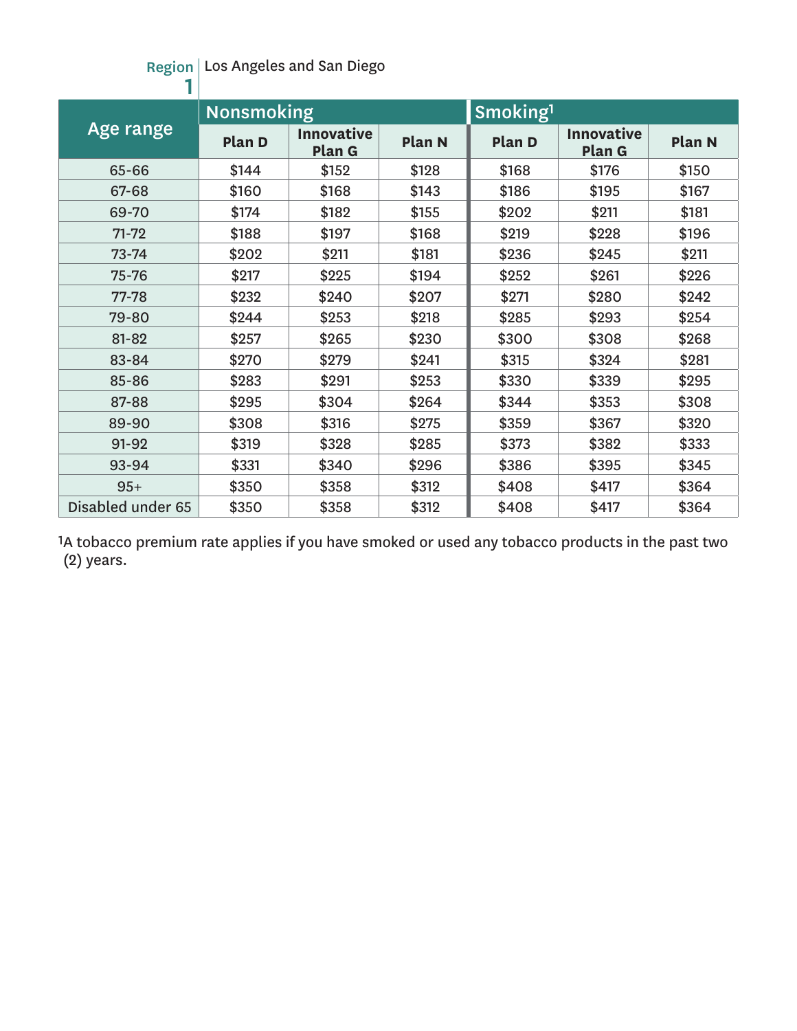**Region 1** | Los Angeles and San Diego

| Age range | Nonsmoking | | | Smoking[1] | | |
|---|---|---|---|---|---|---|
| | Plan D | Innovative Plan G | Plan N | Plan D | Innovative Plan G | Plan N |
| 65-66 | $144 | $152 | $128 | $168 | $176 | $150 |
| 67-68 | $160 | $168 | $143 | $186 | $195 | $167 |
| 69-70 | $174 | $182 | $155 | $202 | $211 | $181 |
| 71-72 | $188 | $197 | $168 | $219 | $228 | $196 |
| 73-74 | $202 | $211 | $181 | $236 | $245 | $211 |
| 75-76 | $217 | $225 | $194 | $252 | $261 | $226 |
| 77-78 | $232 | $240 | $207 | $271 | $280 | $242 |
| 79-80 | $244 | $253 | $218 | $285 | $293 | $254 |
| 81-82 | $257 | $265 | $230 | $300 | $308 | $268 |
| 83-84 | $270 | $279 | $241 | $315 | $324 | $281 |
| 85-86 | $283 | $291 | $253 | $330 | $339 | $295 |
| 87-88 | $295 | $304 | $264 | $344 | $353 | $308 |
| 89-90 | $308 | $316 | $275 | $359 | $367 | $320 |
| 91-92 | $319 | $328 | $285 | $373 | $382 | $333 |
| 93-94 | $331 | $340 | $296 | $386 | $395 | $345 |
| 95+ | $350 | $358 | $312 | $408 | $417 | $364 |
| Disabled under 65 | $350 | $358 | $312 | $408 | $417 | $364 |

[1]A tobacco premium rate applies if you have smoked or used any tobacco products in the past two (2) years.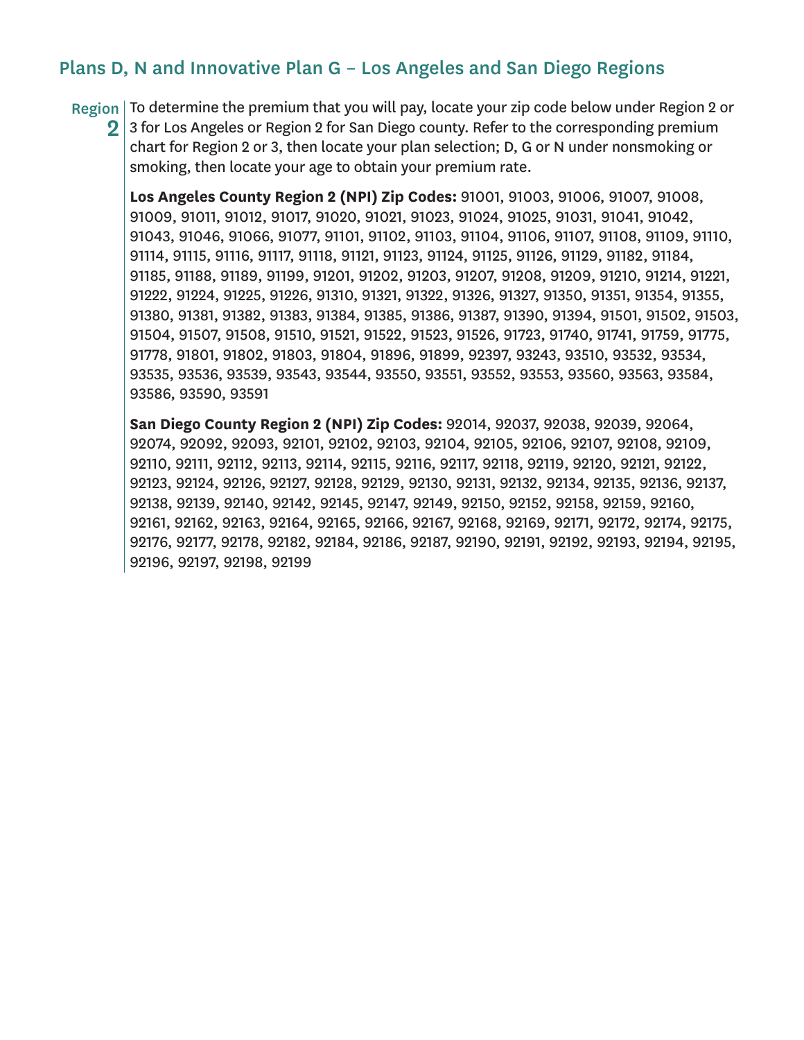## Plans D, N and Innovative Plan G – Los Angeles and San Diego Regions

**Region 2**

To determine the premium that you will pay, locate your zip code below under Region 2 or 3 for Los Angeles or Region 2 for San Diego county. Refer to the corresponding premium chart for Region 2 or 3, then locate your plan selection; D, G or N under nonsmoking or smoking, then locate your age to obtain your premium rate.

**Los Angeles County Region 2 (NPI) Zip Codes:** 91001, 91003, 91006, 91007, 91008, 91009, 91011, 91012, 91017, 91020, 91021, 91023, 91024, 91025, 91031, 91041, 91042, 91043, 91046, 91066, 91077, 91101, 91102, 91103, 91104, 91106, 91107, 91108, 91109, 91110, 91114, 91115, 91116, 91117, 91118, 91121, 91123, 91124, 91125, 91126, 91129, 91182, 91184, 91185, 91188, 91189, 91199, 91201, 91202, 91203, 91207, 91208, 91209, 91210, 91214, 91221, 91222, 91224, 91225, 91226, 91310, 91321, 91322, 91326, 91327, 91350, 91351, 91354, 91355, 91380, 91381, 91382, 91383, 91384, 91385, 91386, 91387, 91390, 91394, 91501, 91502, 91503, 91504, 91507, 91508, 91510, 91521, 91522, 91523, 91526, 91723, 91740, 91741, 91759, 91775, 91778, 91801, 91802, 91803, 91804, 91896, 91899, 92397, 93243, 93510, 93532, 93534, 93535, 93536, 93539, 93543, 93544, 93550, 93551, 93552, 93553, 93560, 93563, 93584, 93586, 93590, 93591

**San Diego County Region 2 (NPI) Zip Codes:** 92014, 92037, 92038, 92039, 92064, 92074, 92092, 92093, 92101, 92102, 92103, 92104, 92105, 92106, 92107, 92108, 92109, 92110, 92111, 92112, 92113, 92114, 92115, 92116, 92117, 92118, 92119, 92120, 92121, 92122, 92123, 92124, 92126, 92127, 92128, 92129, 92130, 92131, 92132, 92134, 92135, 92136, 92137, 92138, 92139, 92140, 92142, 92145, 92147, 92149, 92150, 92152, 92158, 92159, 92160, 92161, 92162, 92163, 92164, 92165, 92166, 92167, 92168, 92169, 92171, 92172, 92174, 92175, 92176, 92177, 92178, 92182, 92184, 92186, 92187, 92190, 92191, 92192, 92193, 92194, 92195, 92196, 92197, 92198, 92199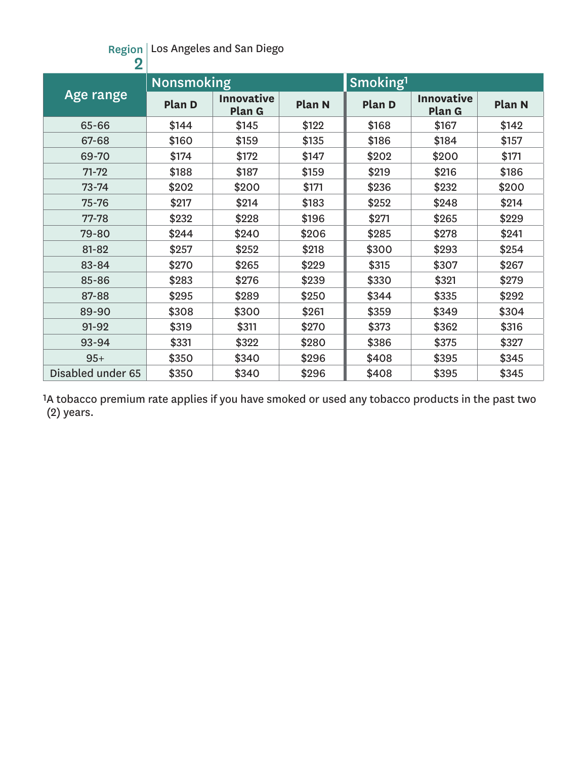**Region 2** Los Angeles and San Diego

| Age range | Nonsmoking | | | Smoking[1] | | |
|---|---|---|---|---|---|---|
| | Plan D | Innovative Plan G | Plan N | Plan D | Innovative Plan G | Plan N |
| 65-66 | $144 | $145 | $122 | $168 | $167 | $142 |
| 67-68 | $160 | $159 | $135 | $186 | $184 | $157 |
| 69-70 | $174 | $172 | $147 | $202 | $200 | $171 |
| 71-72 | $188 | $187 | $159 | $219 | $216 | $186 |
| 73-74 | $202 | $200 | $171 | $236 | $232 | $200 |
| 75-76 | $217 | $214 | $183 | $252 | $248 | $214 |
| 77-78 | $232 | $228 | $196 | $271 | $265 | $229 |
| 79-80 | $244 | $240 | $206 | $285 | $278 | $241 |
| 81-82 | $257 | $252 | $218 | $300 | $293 | $254 |
| 83-84 | $270 | $265 | $229 | $315 | $307 | $267 |
| 85-86 | $283 | $276 | $239 | $330 | $321 | $279 |
| 87-88 | $295 | $289 | $250 | $344 | $335 | $292 |
| 89-90 | $308 | $300 | $261 | $359 | $349 | $304 |
| 91-92 | $319 | $311 | $270 | $373 | $362 | $316 |
| 93-94 | $331 | $322 | $280 | $386 | $375 | $327 |
| 95+ | $350 | $340 | $296 | $408 | $395 | $345 |
| Disabled under 65 | $350 | $340 | $296 | $408 | $395 | $345 |

[1]A tobacco premium rate applies if you have smoked or used any tobacco products in the past two (2) years.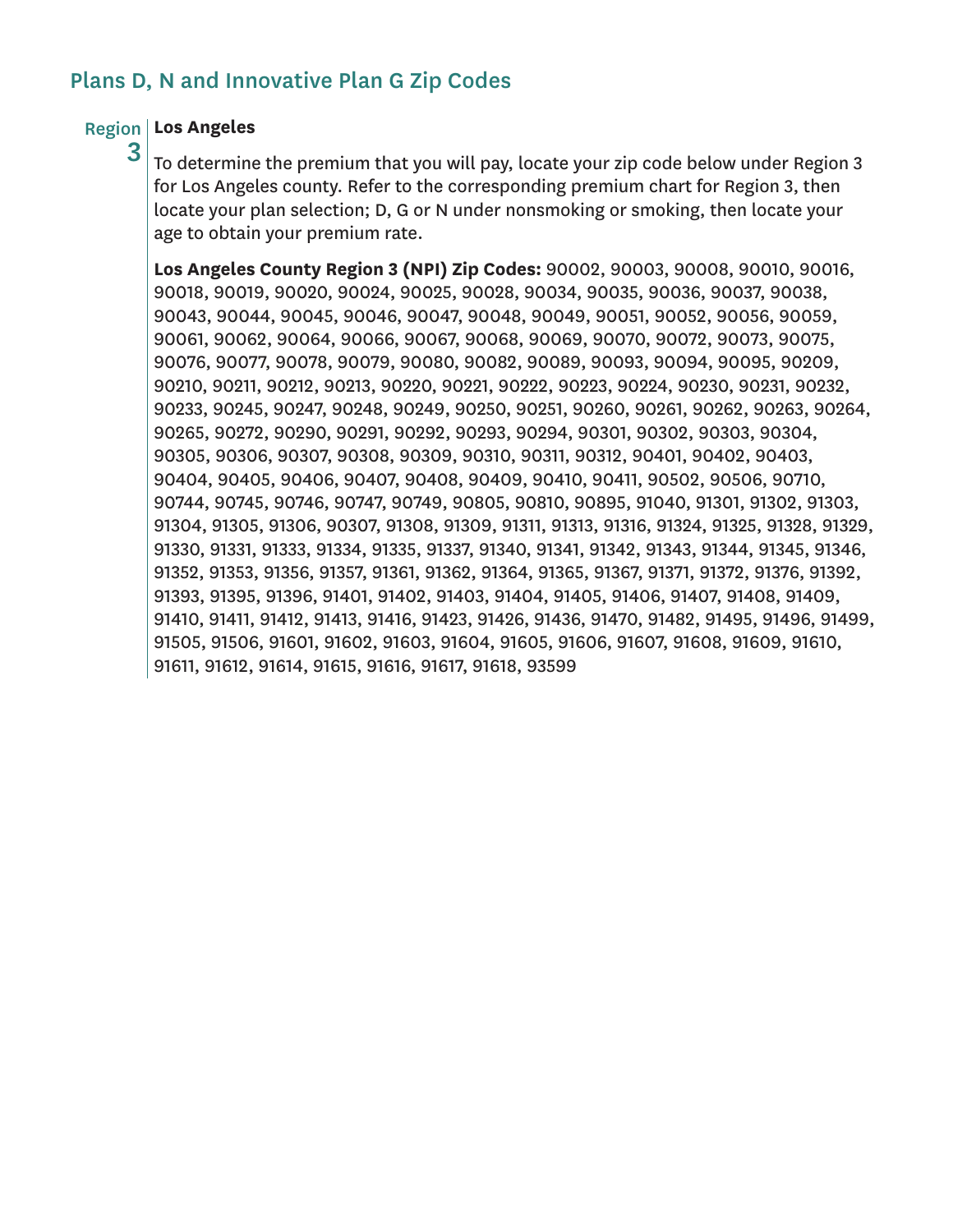## Plans D, N and Innovative Plan G Zip Codes

Region 3

**Los Angeles**

To determine the premium that you will pay, locate your zip code below under Region 3 for Los Angeles county. Refer to the corresponding premium chart for Region 3, then locate your plan selection; D, G or N under nonsmoking or smoking, then locate your age to obtain your premium rate.

**Los Angeles County Region 3 (NPI) Zip Codes:** 90002, 90003, 90008, 90010, 90016, 90018, 90019, 90020, 90024, 90025, 90028, 90034, 90035, 90036, 90037, 90038, 90043, 90044, 90045, 90046, 90047, 90048, 90049, 90051, 90052, 90056, 90059, 90061, 90062, 90064, 90066, 90067, 90068, 90069, 90070, 90072, 90073, 90075, 90076, 90077, 90078, 90079, 90080, 90082, 90089, 90093, 90094, 90095, 90209, 90210, 90211, 90212, 90213, 90220, 90221, 90222, 90223, 90224, 90230, 90231, 90232, 90233, 90245, 90247, 90248, 90249, 90250, 90251, 90260, 90261, 90262, 90263, 90264, 90265, 90272, 90290, 90291, 90292, 90293, 90294, 90301, 90302, 90303, 90304, 90305, 90306, 90307, 90308, 90309, 90310, 90311, 90312, 90401, 90402, 90403, 90404, 90405, 90406, 90407, 90408, 90409, 90410, 90411, 90502, 90506, 90710, 90744, 90745, 90746, 90747, 90749, 90805, 90810, 90895, 91040, 91301, 91302, 91303, 91304, 91305, 91306, 90307, 91308, 91309, 91311, 91313, 91316, 91324, 91325, 91328, 91329, 91330, 91331, 91333, 91334, 91335, 91337, 91340, 91341, 91342, 91343, 91344, 91345, 91346, 91352, 91353, 91356, 91357, 91361, 91362, 91364, 91365, 91367, 91371, 91372, 91376, 91392, 91393, 91395, 91396, 91401, 91402, 91403, 91404, 91405, 91406, 91407, 91408, 91409, 91410, 91411, 91412, 91413, 91416, 91423, 91426, 91436, 91470, 91482, 91495, 91496, 91499, 91505, 91506, 91601, 91602, 91603, 91604, 91605, 91606, 91607, 91608, 91609, 91610, 91611, 91612, 91614, 91615, 91616, 91617, 91618, 93599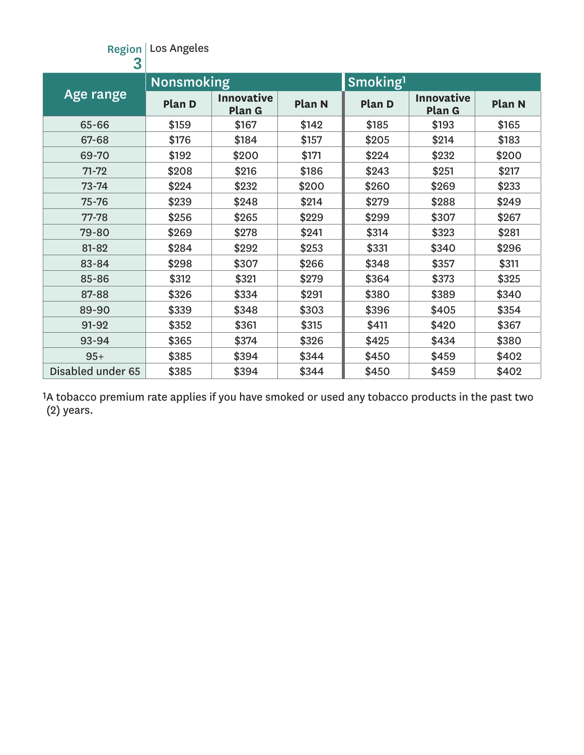**Region 3** | Los Angeles

| Age range | Nonsmoking | | | Smoking[1] | | |
|---|---|---|---|---|---|---|
| | Plan D | Innovative Plan G | Plan N | Plan D | Innovative Plan G | Plan N |
| 65-66 | $159 | $167 | $142 | $185 | $193 | $165 |
| 67-68 | $176 | $184 | $157 | $205 | $214 | $183 |
| 69-70 | $192 | $200 | $171 | $224 | $232 | $200 |
| 71-72 | $208 | $216 | $186 | $243 | $251 | $217 |
| 73-74 | $224 | $232 | $200 | $260 | $269 | $233 |
| 75-76 | $239 | $248 | $214 | $279 | $288 | $249 |
| 77-78 | $256 | $265 | $229 | $299 | $307 | $267 |
| 79-80 | $269 | $278 | $241 | $314 | $323 | $281 |
| 81-82 | $284 | $292 | $253 | $331 | $340 | $296 |
| 83-84 | $298 | $307 | $266 | $348 | $357 | $311 |
| 85-86 | $312 | $321 | $279 | $364 | $373 | $325 |
| 87-88 | $326 | $334 | $291 | $380 | $389 | $340 |
| 89-90 | $339 | $348 | $303 | $396 | $405 | $354 |
| 91-92 | $352 | $361 | $315 | $411 | $420 | $367 |
| 93-94 | $365 | $374 | $326 | $425 | $434 | $380 |
| 95+ | $385 | $394 | $344 | $450 | $459 | $402 |
| Disabled under 65 | $385 | $394 | $344 | $450 | $459 | $402 |

[1]A tobacco premium rate applies if you have smoked or used any tobacco products in the past two (2) years.